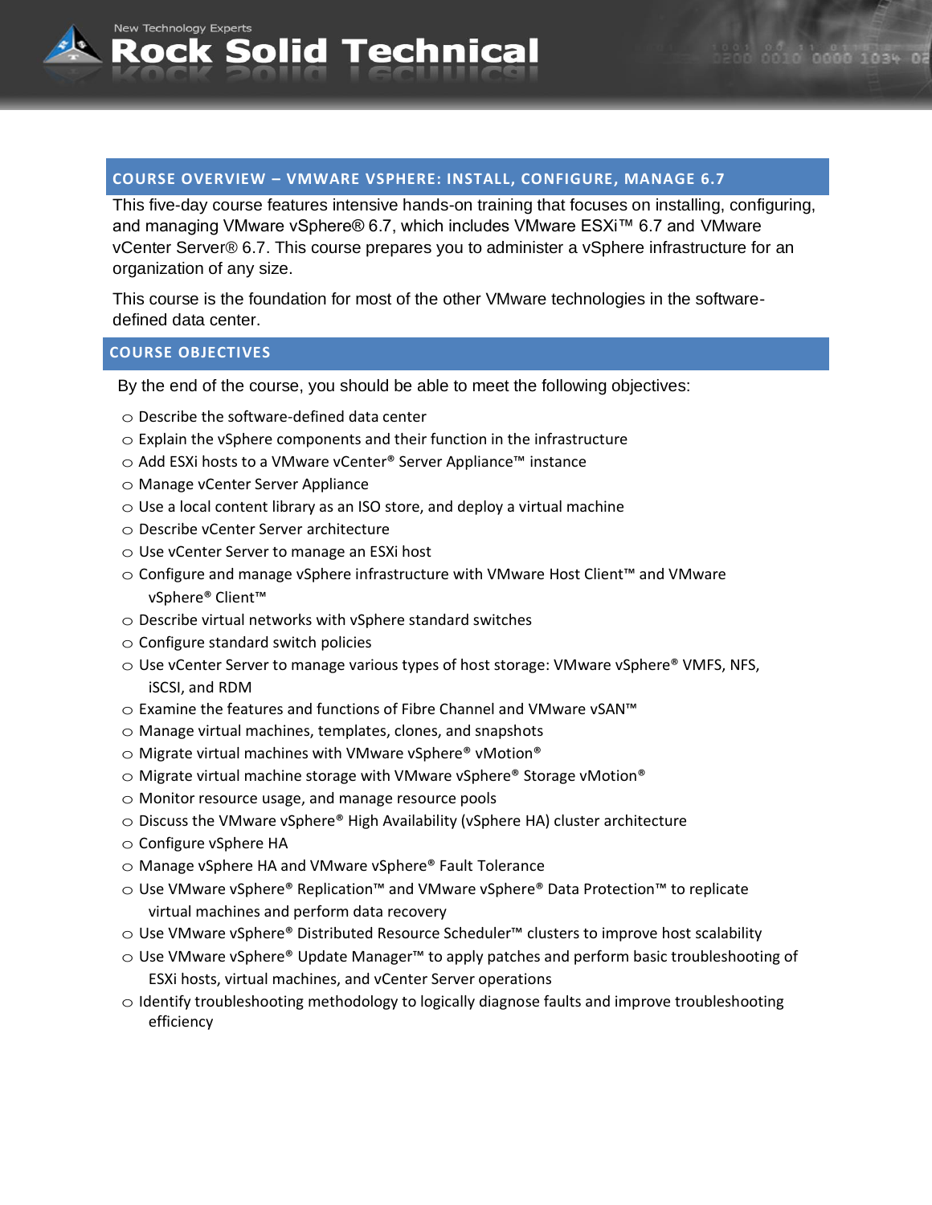## COURSE OVERVIEW – VMWARE VSPHERE: INSTALL, CONFIGURE, MANAGE 6.7

This five-day course features intensive hands-on training that focuses on installing, configuring, and managing VMware vSphere® 6.7, which includes VMware ESXi™ 6.7 and VMware vCenter Server® 6.7. This course prepares you to administer a vSphere infrastructure for an organization of any size.

This course is the foundation for most of the other VMware technologies in the software-defined data center.

## COURSE OBJECTIVES

By the end of the course, you should be able to meet the following objectives:

- Describe the software-defined data center
- Explain the vSphere components and their function in the infrastructure
- Add ESXi hosts to a VMware vCenter® Server Appliance™ instance
- Manage vCenter Server Appliance
- Use a local content library as an ISO store, and deploy a virtual machine
- Describe vCenter Server architecture
- Use vCenter Server to manage an ESXi host
- Configure and manage vSphere infrastructure with VMware Host Client™ and VMware vSphere® Client™
- Describe virtual networks with vSphere standard switches
- Configure standard switch policies
- Use vCenter Server to manage various types of host storage: VMware vSphere® VMFS, NFS, iSCSI, and RDM
- Examine the features and functions of Fibre Channel and VMware vSAN™
- Manage virtual machines, templates, clones, and snapshots
- Migrate virtual machines with VMware vSphere® vMotion®
- Migrate virtual machine storage with VMware vSphere® Storage vMotion®
- Monitor resource usage, and manage resource pools
- Discuss the VMware vSphere® High Availability (vSphere HA) cluster architecture
- Configure vSphere HA
- Manage vSphere HA and VMware vSphere® Fault Tolerance
- Use VMware vSphere® Replication™ and VMware vSphere® Data Protection™ to replicate virtual machines and perform data recovery
- Use VMware vSphere® Distributed Resource Scheduler™ clusters to improve host scalability
- Use VMware vSphere® Update Manager™ to apply patches and perform basic troubleshooting of ESXi hosts, virtual machines, and vCenter Server operations
- Identify troubleshooting methodology to logically diagnose faults and improve troubleshooting efficiency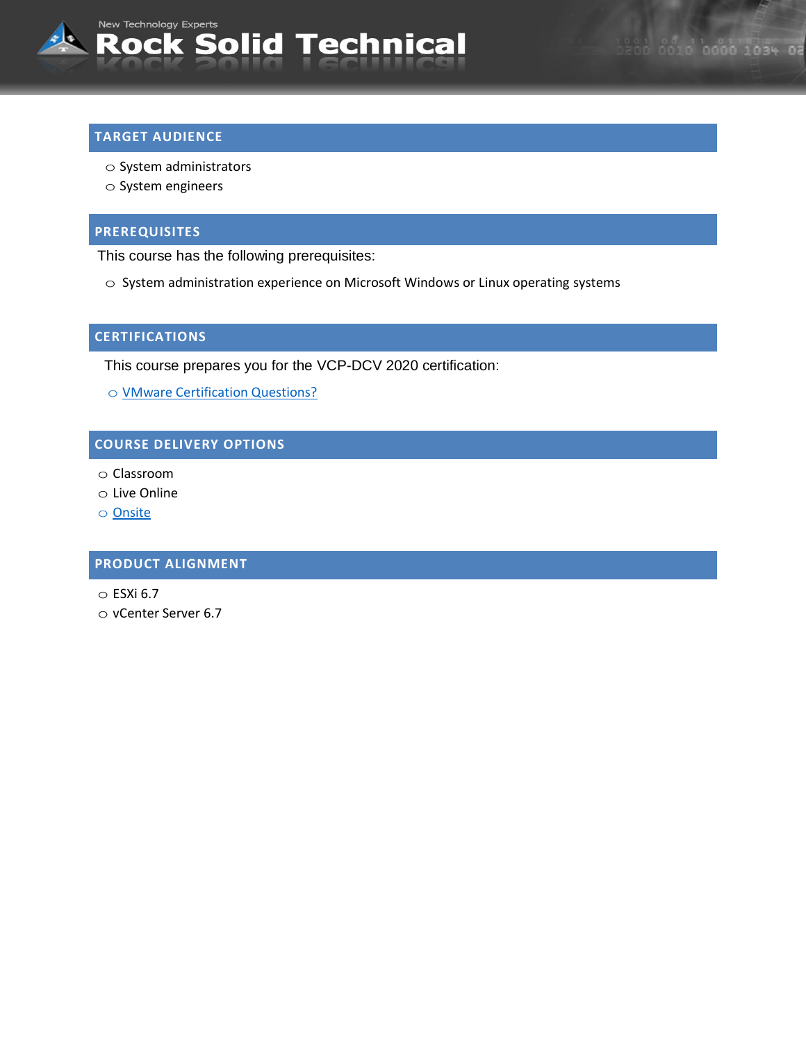## TARGET AUDIENCE

- System administrators
- System engineers

## PREREQUISITES

This course has the following prerequisites:

- System administration experience on Microsoft Windows or Linux operating systems

## CERTIFICATIONS

This course prepares you for the VCP-DCV 2020 certification:

- VMware Certification Questions?

## COURSE DELIVERY OPTIONS

- Classroom
- Live Online
- Onsite

## PRODUCT ALIGNMENT

- ESXi 6.7
- vCenter Server 6.7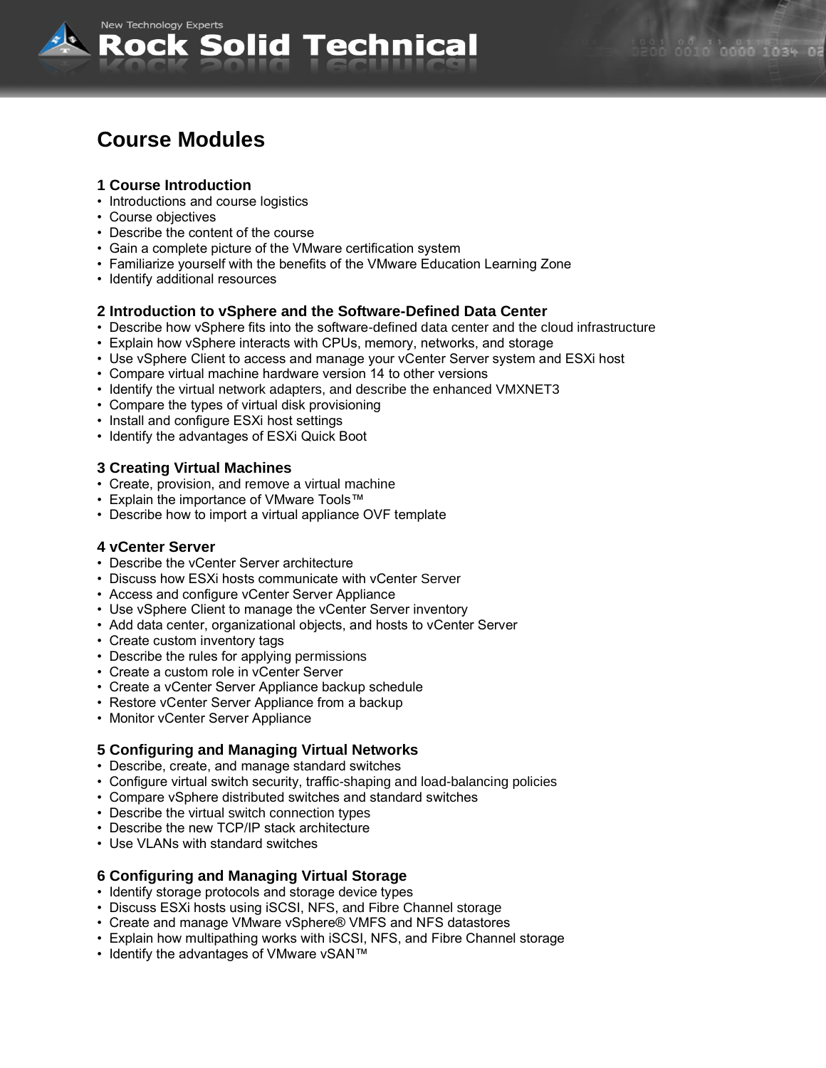## Course Modules

### 1 Course Introduction

- Introductions and course logistics
- Course objectives
- Describe the content of the course
- Gain a complete picture of the VMware certification system
- Familiarize yourself with the benefits of the VMware Education Learning Zone
- Identify additional resources

### 2 Introduction to vSphere and the Software-Defined Data Center

- Describe how vSphere fits into the software-defined data center and the cloud infrastructure
- Explain how vSphere interacts with CPUs, memory, networks, and storage
- Use vSphere Client to access and manage your vCenter Server system and ESXi host
- Compare virtual machine hardware version 14 to other versions
- Identify the virtual network adapters, and describe the enhanced VMXNET3
- Compare the types of virtual disk provisioning
- Install and configure ESXi host settings
- Identify the advantages of ESXi Quick Boot

### 3 Creating Virtual Machines

- Create, provision, and remove a virtual machine
- Explain the importance of VMware Tools™
- Describe how to import a virtual appliance OVF template

### 4 vCenter Server

- Describe the vCenter Server architecture
- Discuss how ESXi hosts communicate with vCenter Server
- Access and configure vCenter Server Appliance
- Use vSphere Client to manage the vCenter Server inventory
- Add data center, organizational objects, and hosts to vCenter Server
- Create custom inventory tags
- Describe the rules for applying permissions
- Create a custom role in vCenter Server
- Create a vCenter Server Appliance backup schedule
- Restore vCenter Server Appliance from a backup
- Monitor vCenter Server Appliance

### 5 Configuring and Managing Virtual Networks

- Describe, create, and manage standard switches
- Configure virtual switch security, traffic-shaping and load-balancing policies
- Compare vSphere distributed switches and standard switches
- Describe the virtual switch connection types
- Describe the new TCP/IP stack architecture
- Use VLANs with standard switches

### 6 Configuring and Managing Virtual Storage

- Identify storage protocols and storage device types
- Discuss ESXi hosts using iSCSI, NFS, and Fibre Channel storage
- Create and manage VMware vSphere® VMFS and NFS datastores
- Explain how multipathing works with iSCSI, NFS, and Fibre Channel storage
- Identify the advantages of VMware vSAN™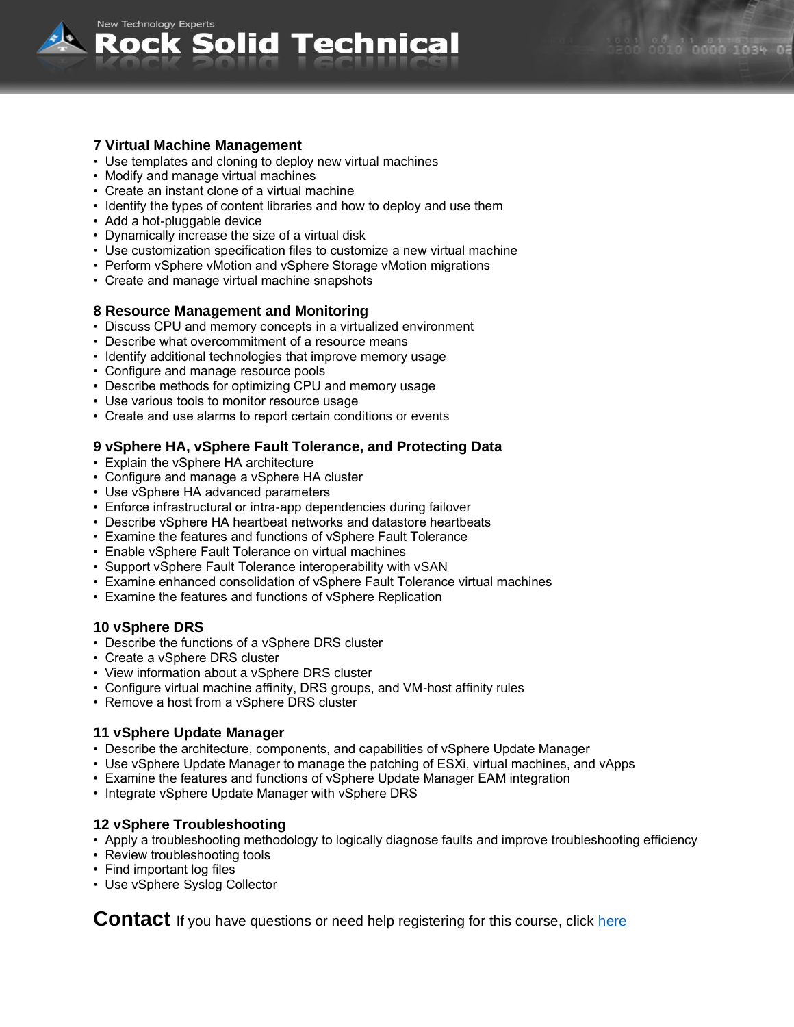## 7 Virtual Machine Management

- Use templates and cloning to deploy new virtual machines
- Modify and manage virtual machines
- Create an instant clone of a virtual machine
- Identify the types of content libraries and how to deploy and use them
- Add a hot-pluggable device
- Dynamically increase the size of a virtual disk
- Use customization specification files to customize a new virtual machine
- Perform vSphere vMotion and vSphere Storage vMotion migrations
- Create and manage virtual machine snapshots

## 8 Resource Management and Monitoring

- Discuss CPU and memory concepts in a virtualized environment
- Describe what overcommitment of a resource means
- Identify additional technologies that improve memory usage
- Configure and manage resource pools
- Describe methods for optimizing CPU and memory usage
- Use various tools to monitor resource usage
- Create and use alarms to report certain conditions or events

## 9 vSphere HA, vSphere Fault Tolerance, and Protecting Data

- Explain the vSphere HA architecture
- Configure and manage a vSphere HA cluster
- Use vSphere HA advanced parameters
- Enforce infrastructural or intra-app dependencies during failover
- Describe vSphere HA heartbeat networks and datastore heartbeats
- Examine the features and functions of vSphere Fault Tolerance
- Enable vSphere Fault Tolerance on virtual machines
- Support vSphere Fault Tolerance interoperability with vSAN
- Examine enhanced consolidation of vSphere Fault Tolerance virtual machines
- Examine the features and functions of vSphere Replication

## 10 vSphere DRS

- Describe the functions of a vSphere DRS cluster
- Create a vSphere DRS cluster
- View information about a vSphere DRS cluster
- Configure virtual machine affinity, DRS groups, and VM-host affinity rules
- Remove a host from a vSphere DRS cluster

## 11 vSphere Update Manager

- Describe the architecture, components, and capabilities of vSphere Update Manager
- Use vSphere Update Manager to manage the patching of ESXi, virtual machines, and vApps
- Examine the features and functions of vSphere Update Manager EAM integration
- Integrate vSphere Update Manager with vSphere DRS

## 12 vSphere Troubleshooting

- Apply a troubleshooting methodology to logically diagnose faults and improve troubleshooting efficiency
- Review troubleshooting tools
- Find important log files
- Use vSphere Syslog Collector

## Contact

If you have questions or need help registering for this course, click here